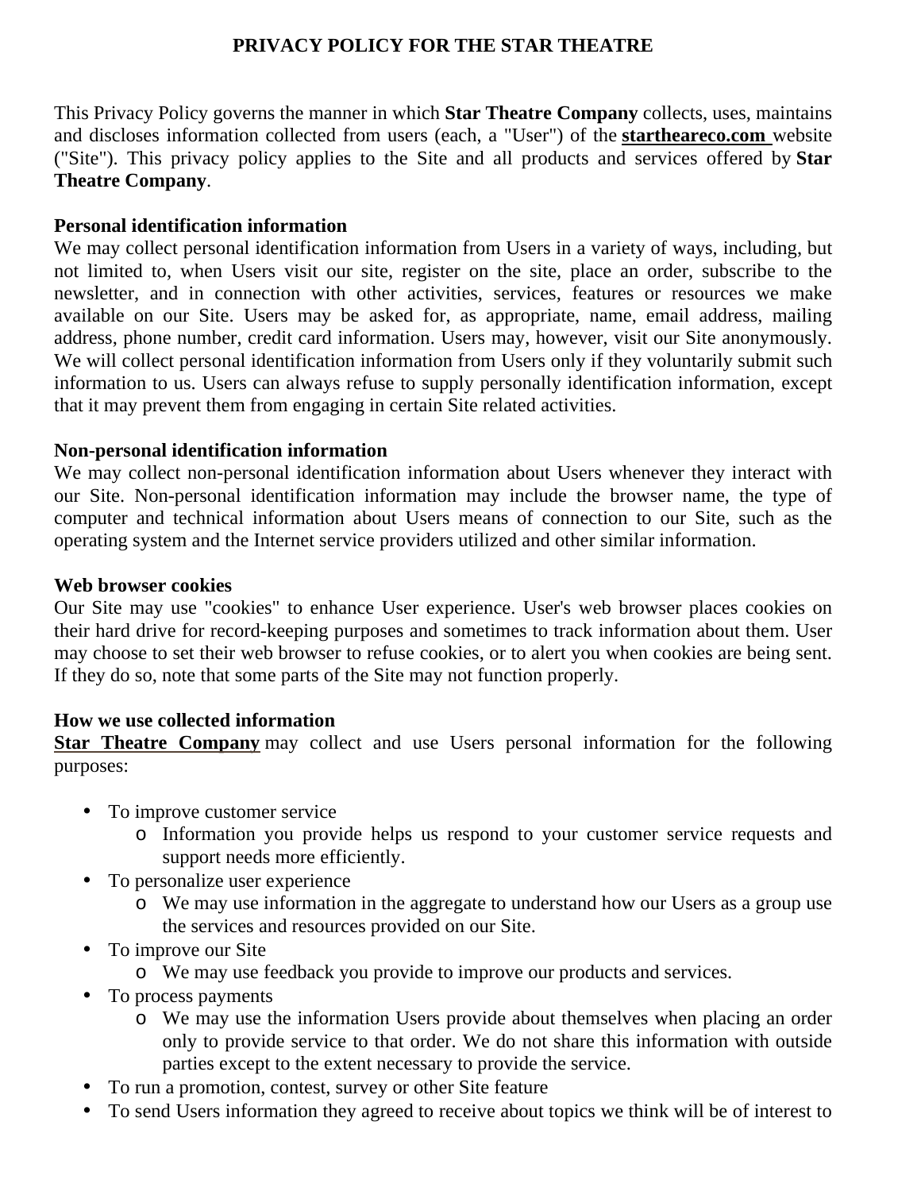# PRIVACY POLICY FOR THE STAR THEATRE

This Privacy Policy governs the manner in which **Star Theatre Company** collects, uses, maintains and discloses information collected from users (each, a "User") of the **startheareco.com** website ("Site"). This privacy policy applies to the Site and all products and services offered by **Star Theatre Company**.

**Personal identification information**

We may collect personal identification information from Users in a variety of ways, including, but not limited to, when Users visit our site, register on the site, place an order, subscribe to the newsletter, and in connection with other activities, services, features or resources we make available on our Site. Users may be asked for, as appropriate, name, email address, mailing address, phone number, credit card information. Users may, however, visit our Site anonymously. We will collect personal identification information from Users only if they voluntarily submit such information to us. Users can always refuse to supply personally identification information, except that it may prevent them from engaging in certain Site related activities.

**Non-personal identification information**

We may collect non-personal identification information about Users whenever they interact with our Site. Non-personal identification information may include the browser name, the type of computer and technical information about Users means of connection to our Site, such as the operating system and the Internet service providers utilized and other similar information.

**Web browser cookies**

Our Site may use "cookies" to enhance User experience. User's web browser places cookies on their hard drive for record-keeping purposes and sometimes to track information about them. User may choose to set their web browser to refuse cookies, or to alert you when cookies are being sent. If they do so, note that some parts of the Site may not function properly.

**How we use collected information**

**Star Theatre Company** may collect and use Users personal information for the following purposes:

- To improve customer service
  - Information you provide helps us respond to your customer service requests and support needs more efficiently.
- To personalize user experience
  - We may use information in the aggregate to understand how our Users as a group use the services and resources provided on our Site.
- To improve our Site
  - We may use feedback you provide to improve our products and services.
- To process payments
  - We may use the information Users provide about themselves when placing an order only to provide service to that order. We do not share this information with outside parties except to the extent necessary to provide the service.
- To run a promotion, contest, survey or other Site feature
- To send Users information they agreed to receive about topics we think will be of interest to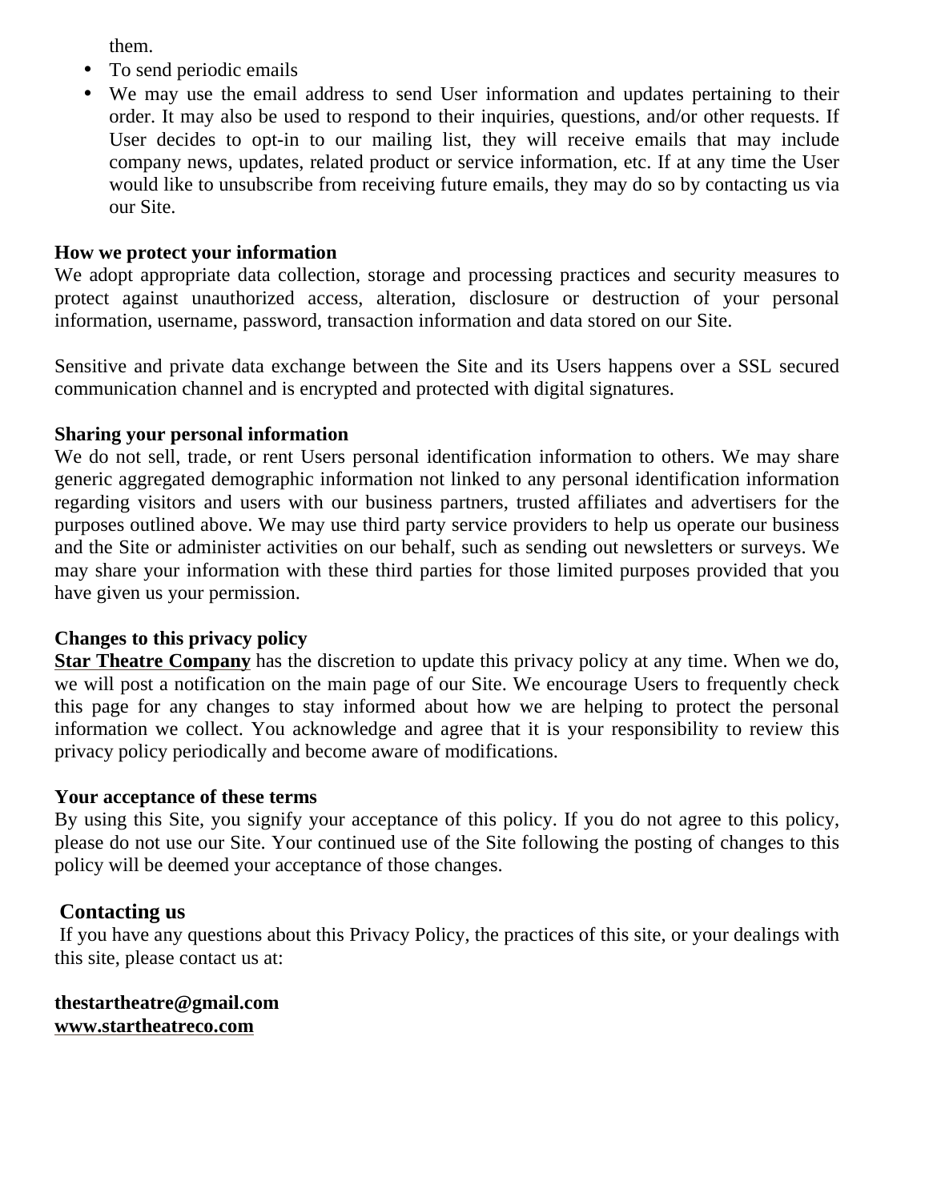them.

- To send periodic emails
- We may use the email address to send User information and updates pertaining to their order. It may also be used to respond to their inquiries, questions, and/or other requests. If User decides to opt-in to our mailing list, they will receive emails that may include company news, updates, related product or service information, etc. If at any time the User would like to unsubscribe from receiving future emails, they may do so by contacting us via our Site.

**How we protect your information**

We adopt appropriate data collection, storage and processing practices and security measures to protect against unauthorized access, alteration, disclosure or destruction of your personal information, username, password, transaction information and data stored on our Site.

Sensitive and private data exchange between the Site and its Users happens over a SSL secured communication channel and is encrypted and protected with digital signatures.

**Sharing your personal information**

We do not sell, trade, or rent Users personal identification information to others. We may share generic aggregated demographic information not linked to any personal identification information regarding visitors and users with our business partners, trusted affiliates and advertisers for the purposes outlined above. We may use third party service providers to help us operate our business and the Site or administer activities on our behalf, such as sending out newsletters or surveys. We may share your information with these third parties for those limited purposes provided that you have given us your permission.

**Changes to this privacy policy**

**Star Theatre Company** has the discretion to update this privacy policy at any time. When we do, we will post a notification on the main page of our Site. We encourage Users to frequently check this page for any changes to stay informed about how we are helping to protect the personal information we collect. You acknowledge and agree that it is your responsibility to review this privacy policy periodically and become aware of modifications.

**Your acceptance of these terms**

By using this Site, you signify your acceptance of this policy. If you do not agree to this policy, please do not use our Site. Your continued use of the Site following the posting of changes to this policy will be deemed your acceptance of those changes.

**Contacting us**

If you have any questions about this Privacy Policy, the practices of this site, or your dealings with this site, please contact us at:

**thestartheatre@gmail.com**
**www.startheatreco.com**